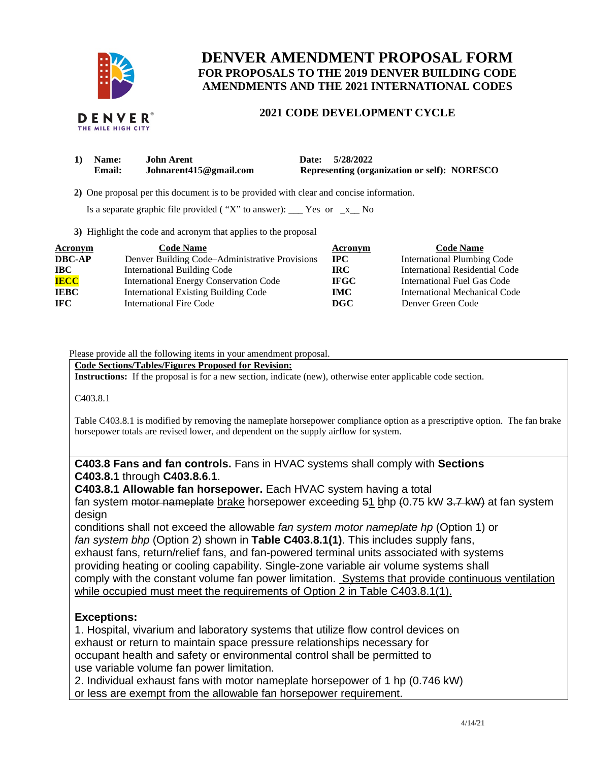# DENVER AMENDMENT PROPOSAL FORM

## FOR PROPOSALS TO THE 2019 DENVER BUILDING CODE AMENDMENTS AND THE 2021 INTERNATIONAL CODES

### 2021 CODE DEVELOPMENT CYCLE

1) **Name:** **John Arent** **Date:** **5/28/2022**
   **Email:** **Johnarent415@gmail.com** **Representing (organization or self): NORESCO**

2) One proposal per this document is to be provided with clear and concise information.

   Is a separate graphic file provided ( "X" to answer): ___ Yes or _x__ No

3) Highlight the code and acronym that applies to the proposal

| Acronym | Code Name | Acronym | Code Name |
|---|---|---|---|
| **DBC-AP** | Denver Building Code–Administrative Provisions | **IPC** | International Plumbing Code |
| **IBC** | International Building Code | **IRC** | International Residential Code |
| **IECC** | International Energy Conservation Code | **IFGC** | International Fuel Gas Code |
| **IEBC** | International Existing Building Code | **IMC** | International Mechanical Code |
| **IFC** | International Fire Code | **DGC** | Denver Green Code |

Please provide all the following items in your amendment proposal.

**Code Sections/Tables/Figures Proposed for Revision:**

**Instructions:** If the proposal is for a new section, indicate (new), otherwise enter applicable code section.

C403.8.1

Table C403.8.1 is modified by removing the nameplate horsepower compliance option as a prescriptive option. The fan brake horsepower totals are revised lower, and dependent on the supply airflow for system.

**C403.8 Fans and fan controls.** Fans in HVAC systems shall comply with **Sections C403.8.1** through **C403.8.6.1**.

**C403.8.1 Allowable fan horsepower.** Each HVAC system having a total fan system ~~motor nameplate~~ brake horsepower exceeding ~~5~~1 bhp (0.75 kW ~~3.7 kW)~~ at fan system design conditions shall not exceed the allowable *fan system motor nameplate hp* (Option 1) or *fan system bhp* (Option 2) shown in **Table C403.8.1(1)**. This includes supply fans, exhaust fans, return/relief fans, and fan-powered terminal units associated with systems providing heating or cooling capability. Single-zone variable air volume systems shall comply with the constant volume fan power limitation. Systems that provide continuous ventilation while occupied must meet the requirements of Option 2 in Table C403.8.1(1).

**Exceptions:**

1. Hospital, vivarium and laboratory systems that utilize flow control devices on exhaust or return to maintain space pressure relationships necessary for occupant health and safety or environmental control shall be permitted to use variable volume fan power limitation.
2. Individual exhaust fans with motor nameplate horsepower of 1 hp (0.746 kW) or less are exempt from the allowable fan horsepower requirement.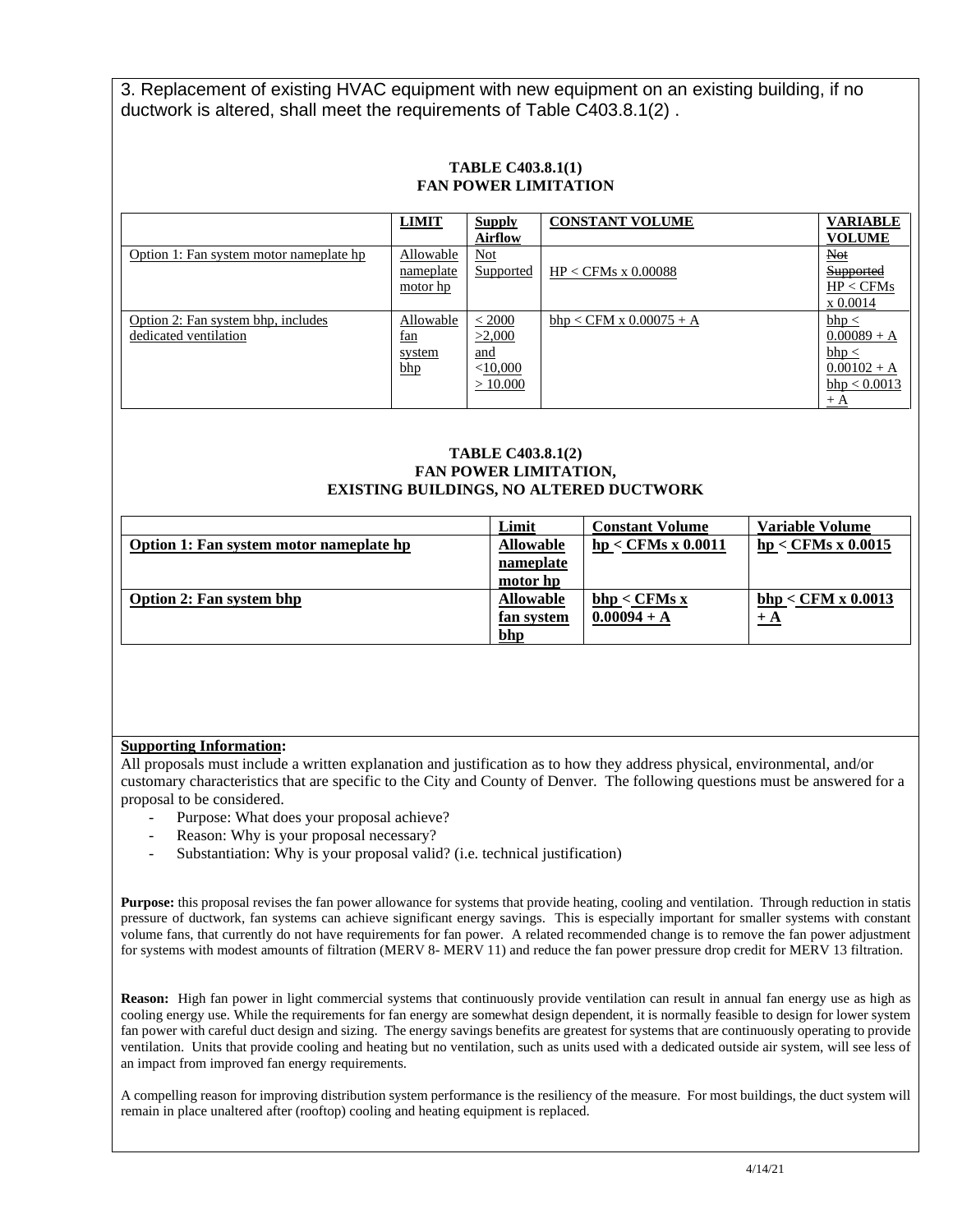3. Replacement of existing HVAC equipment with new equipment on an existing building, if no ductwork is altered, shall meet the requirements of Table C403.8.1(2) .

**TABLE C403.8.1(1)**
**FAN POWER LIMITATION**

| | LIMIT | Supply Airflow | CONSTANT VOLUME | VARIABLE VOLUME |
|---|---|---|---|---|
| Option 1: Fan system motor nameplate hp | Allowable nameplate motor hp | Not Supported | HP < CFMs x 0.00088 | ~~Not Supported~~ HP < CFMs x 0.0014 |
| Option 2: Fan system bhp, includes dedicated ventilation | Allowable fan system bhp | < 2000<br>>2,000 and <10,000<br>> 10.000 | bhp < CFM x 0.00075 + A | bhp < 0.00089 + A<br>bhp < 0.00102 + A<br>bhp < 0.0013 + A |

**TABLE C403.8.1(2)**
**FAN POWER LIMITATION,**
**EXISTING BUILDINGS, NO ALTERED DUCTWORK**

| | Limit | Constant Volume | Variable Volume |
|---|---|---|---|
| **Option 1: Fan system motor nameplate hp** | **Allowable nameplate motor hp** | **hp < CFMs x 0.0011** | **hp < CFMs x 0.0015** |
| **Option 2: Fan system bhp** | **Allowable fan system bhp** | **bhp < CFMs x 0.00094 + A** | **bhp < CFM x 0.0013 + A** |

**Supporting Information:**

All proposals must include a written explanation and justification as to how they address physical, environmental, and/or customary characteristics that are specific to the City and County of Denver. The following questions must be answered for a proposal to be considered.

- Purpose: What does your proposal achieve?
- Reason: Why is your proposal necessary?
- Substantiation: Why is your proposal valid? (i.e. technical justification)

**Purpose:** this proposal revises the fan power allowance for systems that provide heating, cooling and ventilation. Through reduction in statis pressure of ductwork, fan systems can achieve significant energy savings. This is especially important for smaller systems with constant volume fans, that currently do not have requirements for fan power. A related recommended change is to remove the fan power adjustment for systems with modest amounts of filtration (MERV 8- MERV 11) and reduce the fan power pressure drop credit for MERV 13 filtration.

**Reason:** High fan power in light commercial systems that continuously provide ventilation can result in annual fan energy use as high as cooling energy use. While the requirements for fan energy are somewhat design dependent, it is normally feasible to design for lower system fan power with careful duct design and sizing. The energy savings benefits are greatest for systems that are continuously operating to provide ventilation. Units that provide cooling and heating but no ventilation, such as units used with a dedicated outside air system, will see less of an impact from improved fan energy requirements.

A compelling reason for improving distribution system performance is the resiliency of the measure. For most buildings, the duct system will remain in place unaltered after (rooftop) cooling and heating equipment is replaced.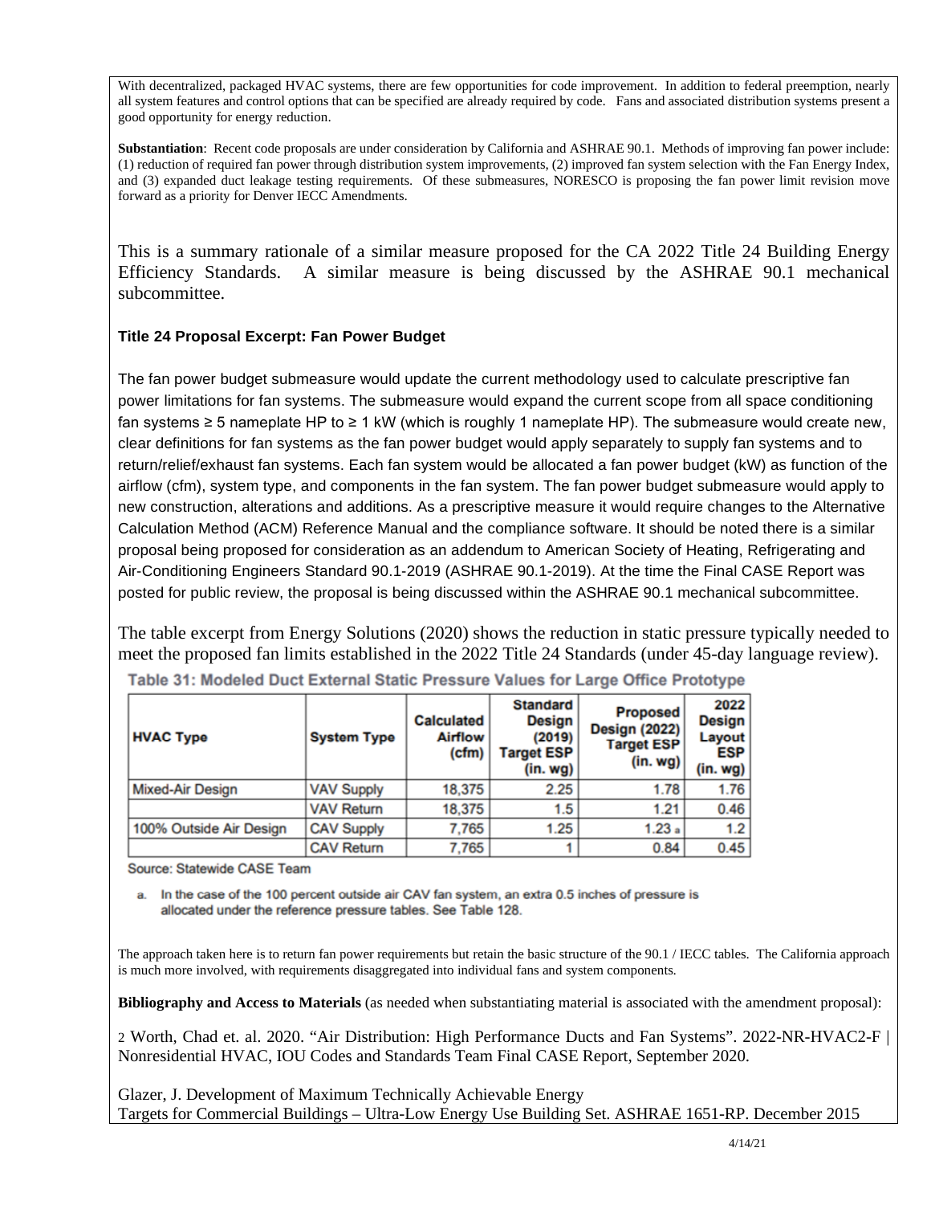With decentralized, packaged HVAC systems, there are few opportunities for code improvement. In addition to federal preemption, nearly all system features and control options that can be specified are already required by code. Fans and associated distribution systems present a good opportunity for energy reduction.

**Substantiation**: Recent code proposals are under consideration by California and ASHRAE 90.1. Methods of improving fan power include: (1) reduction of required fan power through distribution system improvements, (2) improved fan system selection with the Fan Energy Index, and (3) expanded duct leakage testing requirements. Of these submeasures, NORESCO is proposing the fan power limit revision move forward as a priority for Denver IECC Amendments.

This is a summary rationale of a similar measure proposed for the CA 2022 Title 24 Building Energy Efficiency Standards. A similar measure is being discussed by the ASHRAE 90.1 mechanical subcommittee.

**Title 24 Proposal Excerpt: Fan Power Budget**

The fan power budget submeasure would update the current methodology used to calculate prescriptive fan power limitations for fan systems. The submeasure would expand the current scope from all space conditioning fan systems ≥ 5 nameplate HP to ≥ 1 kW (which is roughly 1 nameplate HP). The submeasure would create new, clear definitions for fan systems as the fan power budget would apply separately to supply fan systems and to return/relief/exhaust fan systems. Each fan system would be allocated a fan power budget (kW) as function of the airflow (cfm), system type, and components in the fan system. The fan power budget submeasure would apply to new construction, alterations and additions. As a prescriptive measure it would require changes to the Alternative Calculation Method (ACM) Reference Manual and the compliance software. It should be noted there is a similar proposal being proposed for consideration as an addendum to American Society of Heating, Refrigerating and Air-Conditioning Engineers Standard 90.1-2019 (ASHRAE 90.1-2019). At the time the Final CASE Report was posted for public review, the proposal is being discussed within the ASHRAE 90.1 mechanical subcommittee.

The table excerpt from Energy Solutions (2020) shows the reduction in static pressure typically needed to meet the proposed fan limits established in the 2022 Title 24 Standards (under 45-day language review).

**Table 31: Modeled Duct External Static Pressure Values for Large Office Prototype**

| HVAC Type | System Type | Calculated Airflow (cfm) | Standard Design (2019) Target ESP (in. wg) | Proposed Design (2022) Target ESP (in. wg) | 2022 Design Layout ESP (in. wg) |
|---|---|---|---|---|---|
| Mixed-Air Design | VAV Supply | 18,375 | 2.25 | 1.78 | 1.76 |
| | VAV Return | 18,375 | 1.5 | 1.21 | 0.46 |
| 100% Outside Air Design | CAV Supply | 7,765 | 1.25 | 1.23 [a] | 1.2 |
| | CAV Return | 7,765 | 1 | 0.84 | 0.45 |

Source: Statewide CASE Team

a. In the case of the 100 percent outside air CAV fan system, an extra 0.5 inches of pressure is allocated under the reference pressure tables. See Table 128.

The approach taken here is to return fan power requirements but retain the basic structure of the 90.1 / IECC tables. The California approach is much more involved, with requirements disaggregated into individual fans and system components.

**Bibliography and Access to Materials** (as needed when substantiating material is associated with the amendment proposal):

2 Worth, Chad et. al. 2020. "Air Distribution: High Performance Ducts and Fan Systems". 2022-NR-HVAC2-F | Nonresidential HVAC, IOU Codes and Standards Team Final CASE Report, September 2020.

Glazer, J. Development of Maximum Technically Achievable Energy Targets for Commercial Buildings – Ultra-Low Energy Use Building Set. ASHRAE 1651-RP. December 2015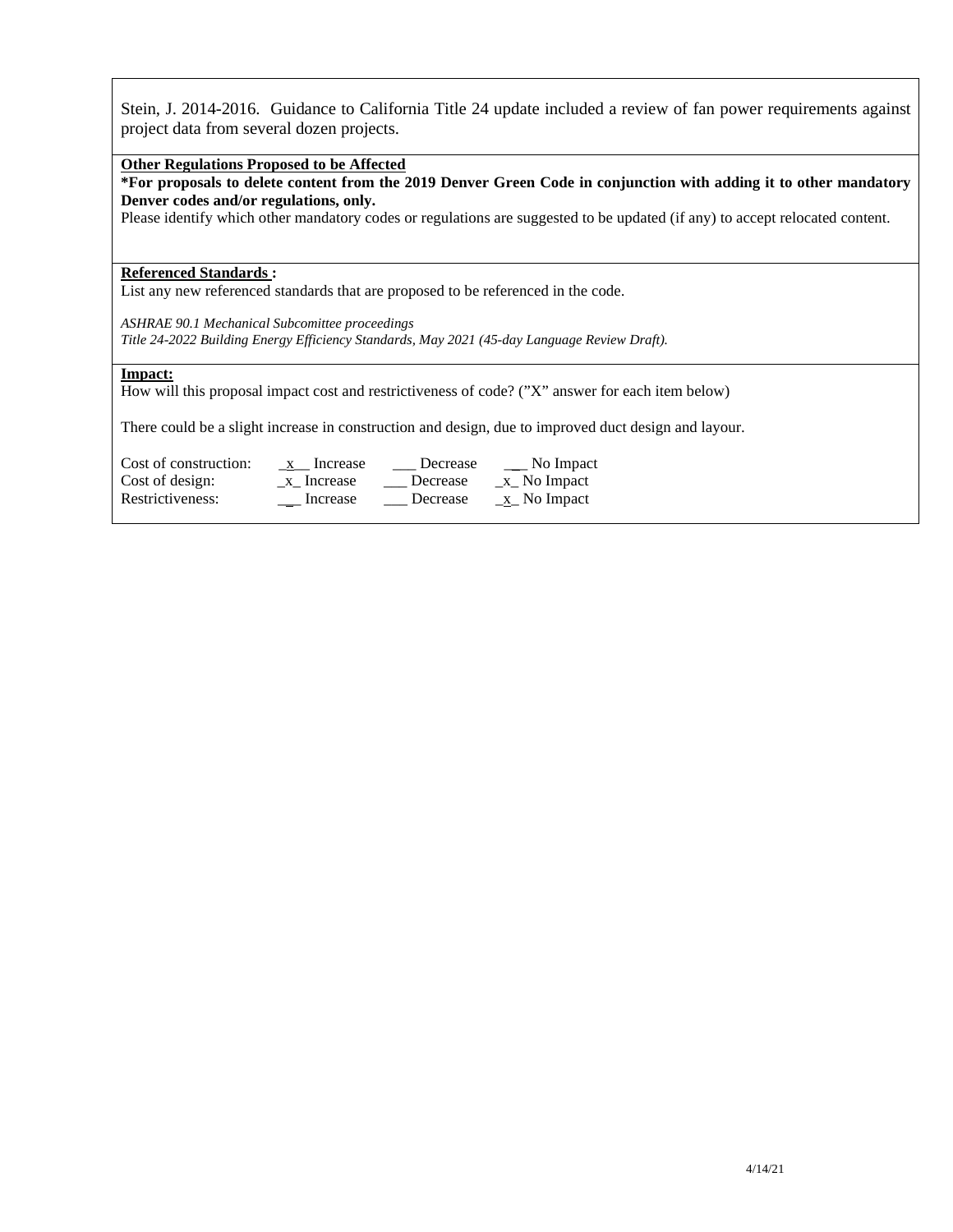Stein, J. 2014-2016. Guidance to California Title 24 update included a review of fan power requirements against project data from several dozen projects.

**Other Regulations Proposed to be Affected**

**\*For proposals to delete content from the 2019 Denver Green Code in conjunction with adding it to other mandatory Denver codes and/or regulations, only.**

Please identify which other mandatory codes or regulations are suggested to be updated (if any) to accept relocated content.

**Referenced Standards :**

List any new referenced standards that are proposed to be referenced in the code.

*ASHRAE 90.1 Mechanical Subcomittee proceedings*
*Title 24-2022 Building Energy Efficiency Standards, May 2021 (45-day Language Review Draft).*

**Impact:**

How will this proposal impact cost and restrictiveness of code? (”X” answer for each item below)

There could be a slight increase in construction and design, due to improved duct design and layour.

| | | | |
|---|---|---|---|
| Cost of construction: | _x__ Increase | ___ Decrease | ___ No Impact |
| Cost of design: | _x_ Increase | ___ Decrease | _x_ No Impact |
| Restrictiveness: | ___ Increase | ___ Decrease | _x_ No Impact |

4/14/21